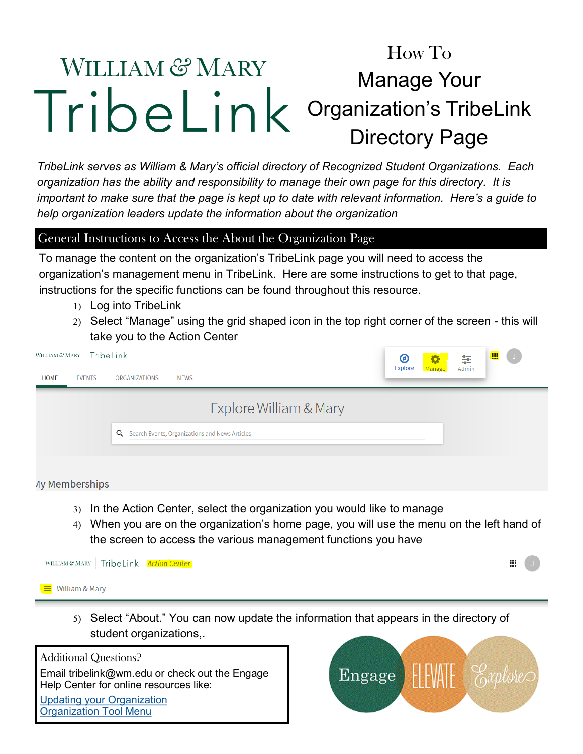# William & Mary TribeLink

# How To Manage Your Organization's TribeLink Directory Page

*TribeLink serves as William & Mary's official directory of Recognized Student Organizations. Each organization has the ability and responsibility to manage their own page for this directory. It is important to make sure that the page is kept up to date with relevant information. Here's a guide to help organization leaders update the information about the organization*

## General Instructions to Access the About the Organization Page

To manage the content on the organization's TribeLink page you will need to access the organization's management menu in TribeLink. Here are some instructions to get to that page, instructions for the specific functions can be found throughout this resource.

1) Log into TribeLink
2) Select "Manage" using the grid shaped icon in the top right corner of the screen - this will take you to the Action Center
3) In the Action Center, select the organization you would like to manage
4) When you are on the organization's home page, you will use the menu on the left hand of the screen to access the various management functions you have
5) Select "About." You can now update the information that appears in the directory of student organizations,.

**Additional Questions?**

Email tribelink@wm.edu or check out the Engage Help Center for online resources like:

[Updating your Organization]()
[Organization Tool Menu]()

Engage ELEVATE Explore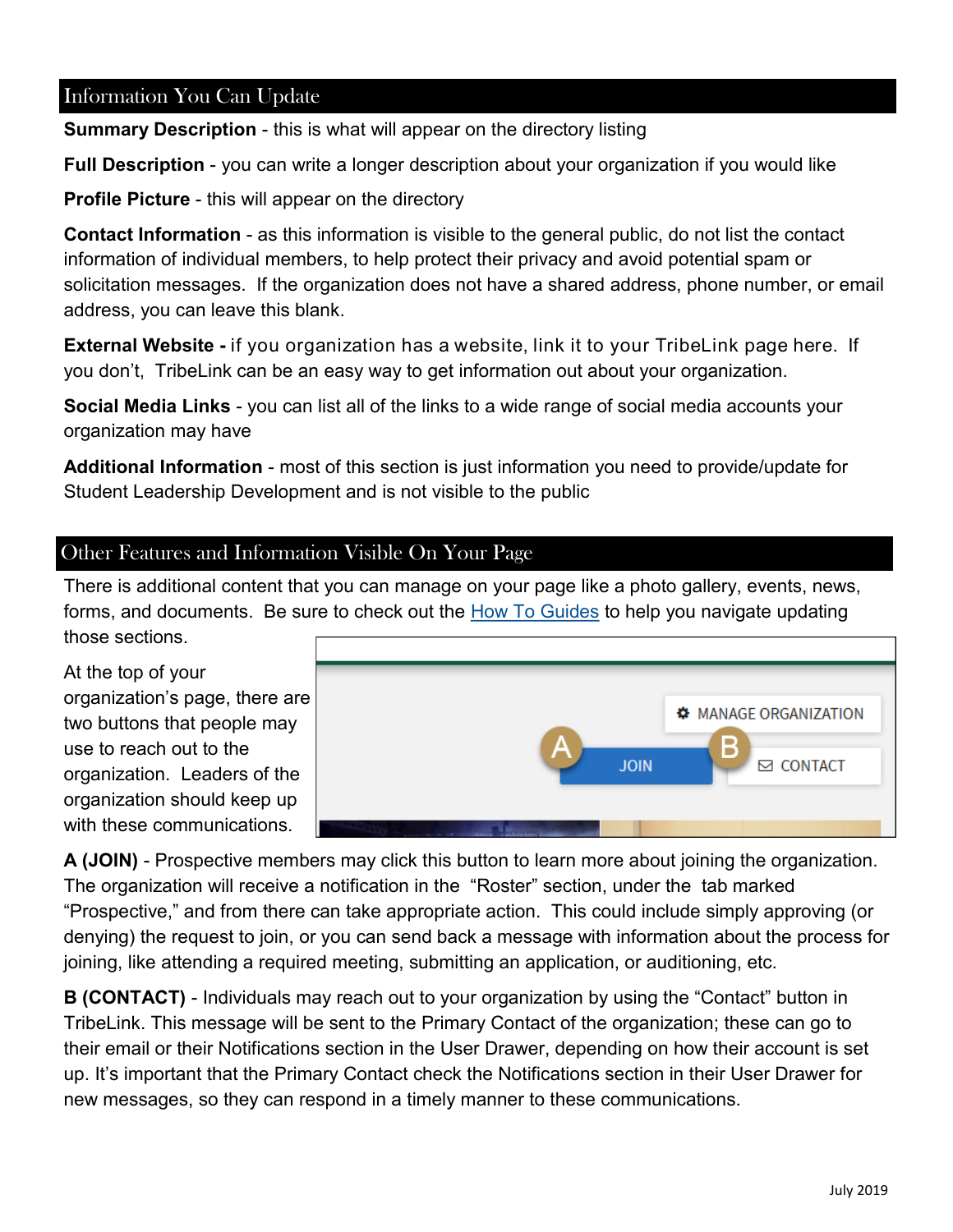## Information You Can Update

**Summary Description** - this is what will appear on the directory listing

**Full Description** - you can write a longer description about your organization if you would like

**Profile Picture** - this will appear on the directory

**Contact Information** - as this information is visible to the general public, do not list the contact information of individual members, to help protect their privacy and avoid potential spam or solicitation messages. If the organization does not have a shared address, phone number, or email address, you can leave this blank.

**External Website -** if you organization has a website, link it to your TribeLink page here. If you don't, TribeLink can be an easy way to get information out about your organization.

**Social Media Links** - you can list all of the links to a wide range of social media accounts your organization may have

**Additional Information** - most of this section is just information you need to provide/update for Student Leadership Development and is not visible to the public

## Other Features and Information Visible On Your Page

There is additional content that you can manage on your page like a photo gallery, events, news, forms, and documents. Be sure to check out the [How To Guides]() to help you navigate updating those sections.

At the top of your organization's page, there are two buttons that people may use to reach out to the organization. Leaders of the organization should keep up with these communications.

MANAGE ORGANIZATION

A JOIN

B CONTACT

**A (JOIN)** - Prospective members may click this button to learn more about joining the organization. The organization will receive a notification in the "Roster" section, under the tab marked "Prospective," and from there can take appropriate action. This could include simply approving (or denying) the request to join, or you can send back a message with information about the process for joining, like attending a required meeting, submitting an application, or auditioning, etc.

**B (CONTACT)** - Individuals may reach out to your organization by using the "Contact" button in TribeLink. This message will be sent to the Primary Contact of the organization; these can go to their email or their Notifications section in the User Drawer, depending on how their account is set up. It's important that the Primary Contact check the Notifications section in their User Drawer for new messages, so they can respond in a timely manner to these communications.

July 2019